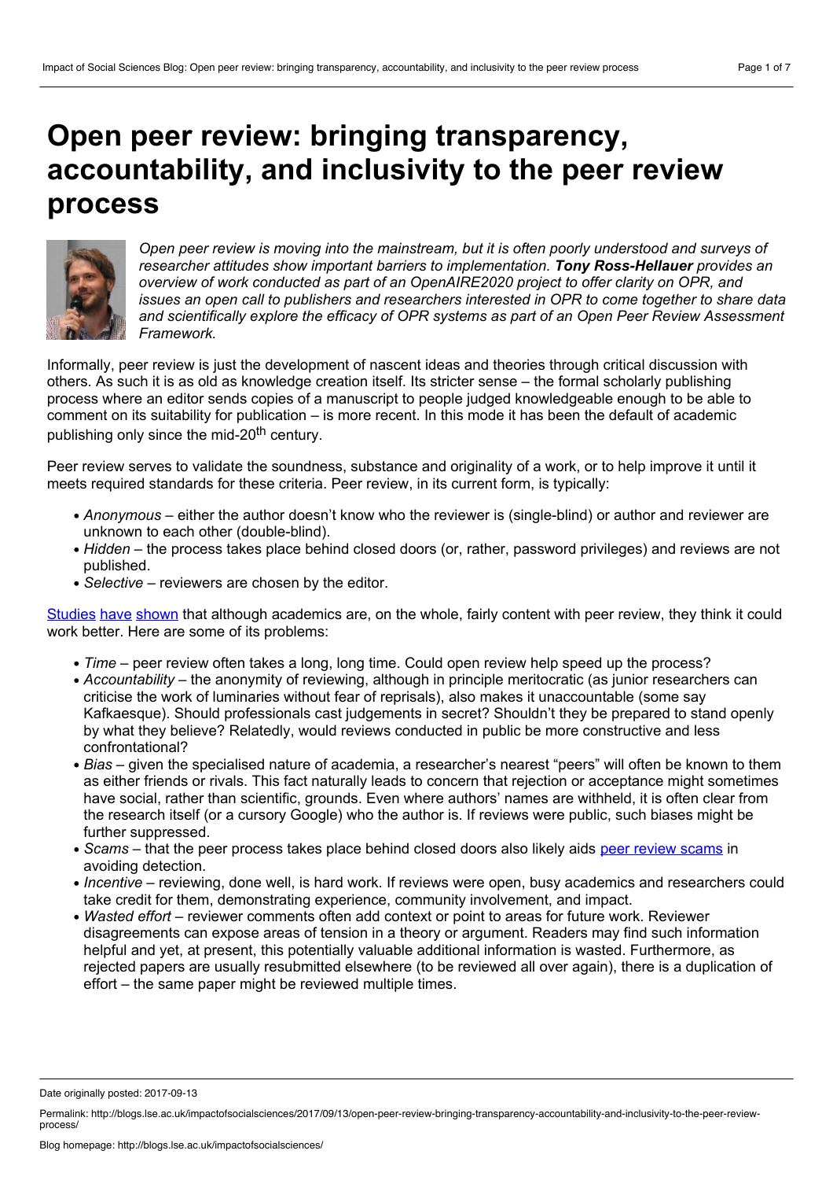# Open peer review: bringing transparency, accountability, and inclusivity to the peer review process

*Open peer review is moving into the mainstream, but it is often poorly understood and surveys of researcher attitudes show important barriers to implementation. **Tony Ross-Hellauer** provides an overview of work conducted as part of an OpenAIRE2020 project to offer clarity on OPR, and issues an open call to publishers and researchers interested in OPR to come together to share data and scientifically explore the efficacy of OPR systems as part of an Open Peer Review Assessment Framework.*

Informally, peer review is just the development of nascent ideas and theories through critical discussion with others. As such it is as old as knowledge creation itself. Its stricter sense – the formal scholarly publishing process where an editor sends copies of a manuscript to people judged knowledgeable enough to be able to comment on its suitability for publication – is more recent. In this mode it has been the default of academic publishing only since the mid-20th century.

Peer review serves to validate the soundness, substance and originality of a work, or to help improve it until it meets required standards for these criteria. Peer review, in its current form, is typically:

- *Anonymous* – either the author doesn't know who the reviewer is (single-blind) or author and reviewer are unknown to each other (double-blind).
- *Hidden* – the process takes place behind closed doors (or, rather, password privileges) and reviews are not published.
- *Selective* – reviewers are chosen by the editor.

Studies have shown that although academics are, on the whole, fairly content with peer review, they think it could work better. Here are some of its problems:

- *Time* – peer review often takes a long, long time. Could open review help speed up the process?
- *Accountability* – the anonymity of reviewing, although in principle meritocratic (as junior researchers can criticise the work of luminaries without fear of reprisals), also makes it unaccountable (some say Kafkaesque). Should professionals cast judgements in secret? Shouldn't they be prepared to stand openly by what they believe? Relatedly, would reviews conducted in public be more constructive and less confrontational?
- *Bias* – given the specialised nature of academia, a researcher's nearest "peers" will often be known to them as either friends or rivals. This fact naturally leads to concern that rejection or acceptance might sometimes have social, rather than scientific, grounds. Even where authors' names are withheld, it is often clear from the research itself (or a cursory Google) who the author is. If reviews were public, such biases might be further suppressed.
- *Scams* – that the peer process takes place behind closed doors also likely aids peer review scams in avoiding detection.
- *Incentive* – reviewing, done well, is hard work. If reviews were open, busy academics and researchers could take credit for them, demonstrating experience, community involvement, and impact.
- *Wasted effort* – reviewer comments often add context or point to areas for future work. Reviewer disagreements can expose areas of tension in a theory or argument. Readers may find such information helpful and yet, at present, this potentially valuable additional information is wasted. Furthermore, as rejected papers are usually resubmitted elsewhere (to be reviewed all over again), there is a duplication of effort – the same paper might be reviewed multiple times.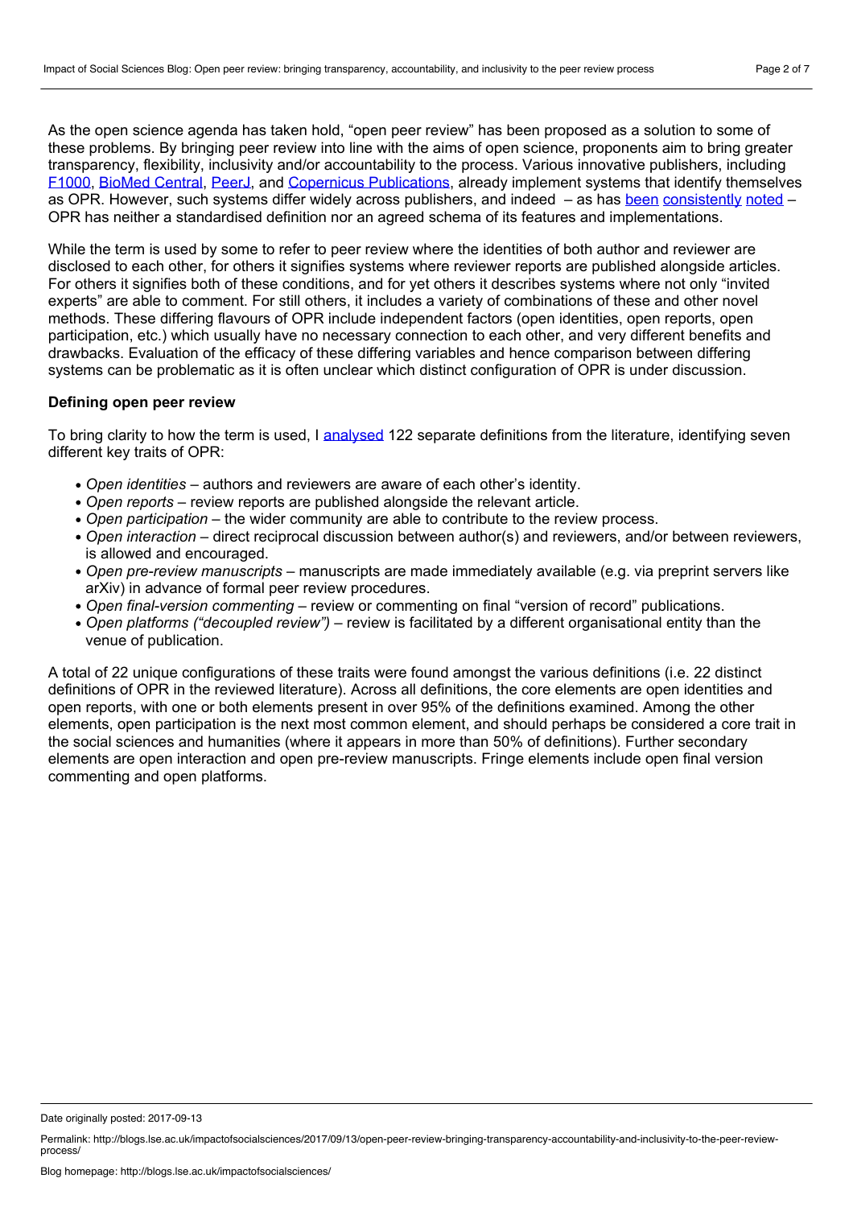As the open science agenda has taken hold, "open peer review" has been proposed as a solution to some of these problems. By bringing peer review into line with the aims of open science, proponents aim to bring greater transparency, flexibility, inclusivity and/or accountability to the process. Various innovative publishers, including F1000, BioMed Central, PeerJ, and Copernicus Publications, already implement systems that identify themselves as OPR. However, such systems differ widely across publishers, and indeed – as has been consistently noted – OPR has neither a standardised definition nor an agreed schema of its features and implementations.

While the term is used by some to refer to peer review where the identities of both author and reviewer are disclosed to each other, for others it signifies systems where reviewer reports are published alongside articles. For others it signifies both of these conditions, and for yet others it describes systems where not only "invited experts" are able to comment. For still others, it includes a variety of combinations of these and other novel methods. These differing flavours of OPR include independent factors (open identities, open reports, open participation, etc.) which usually have no necessary connection to each other, and very different benefits and drawbacks. Evaluation of the efficacy of these differing variables and hence comparison between differing systems can be problematic as it is often unclear which distinct configuration of OPR is under discussion.

### Defining open peer review

To bring clarity to how the term is used, I analysed 122 separate definitions from the literature, identifying seven different key traits of OPR:

- *Open identities* – authors and reviewers are aware of each other's identity.
- *Open reports* – review reports are published alongside the relevant article.
- *Open participation* – the wider community are able to contribute to the review process.
- *Open interaction* – direct reciprocal discussion between author(s) and reviewers, and/or between reviewers, is allowed and encouraged.
- *Open pre-review manuscripts* – manuscripts are made immediately available (e.g. via preprint servers like arXiv) in advance of formal peer review procedures.
- *Open final-version commenting* – review or commenting on final "version of record" publications.
- *Open platforms ("decoupled review")* – review is facilitated by a different organisational entity than the venue of publication.

A total of 22 unique configurations of these traits were found amongst the various definitions (i.e. 22 distinct definitions of OPR in the reviewed literature). Across all definitions, the core elements are open identities and open reports, with one or both elements present in over 95% of the definitions examined. Among the other elements, open participation is the next most common element, and should perhaps be considered a core trait in the social sciences and humanities (where it appears in more than 50% of definitions). Further secondary elements are open interaction and open pre-review manuscripts. Fringe elements include open final version commenting and open platforms.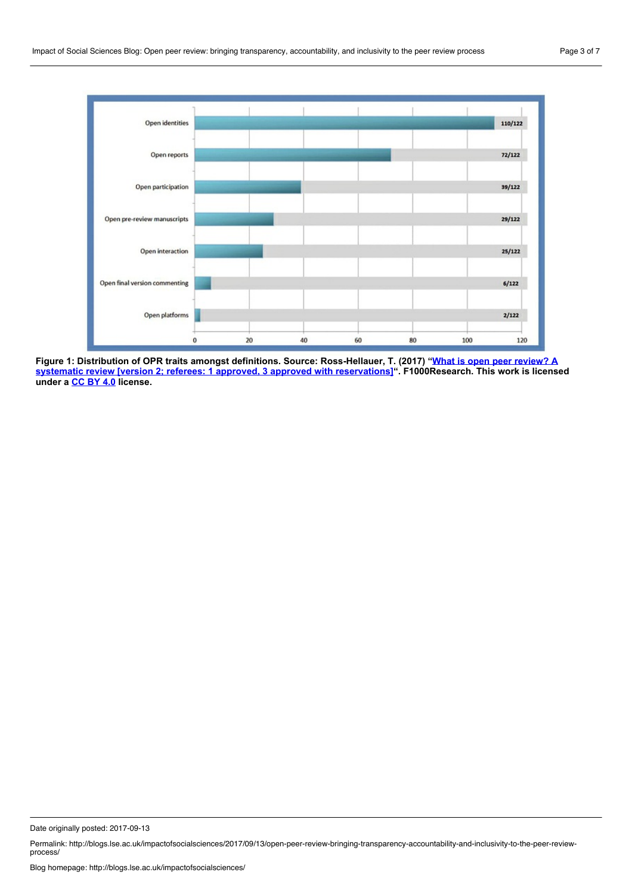| Trait | Count |
| --- | --- |
| Open identities | 110/122 |
| Open reports | 72/122 |
| Open participation | 39/122 |
| Open pre-review manuscripts | 29/122 |
| Open interaction | 25/122 |
| Open final version commenting | 6/122 |
| Open platforms | 2/122 |

**Figure 1: Distribution of OPR traits amongst definitions. Source: Ross-Hellauer, T. (2017) "What is open peer review? A systematic review [version 2; referees: 1 approved, 3 approved with reservations]". F1000Research. This work is licensed under a CC BY 4.0 license.**

Date originally posted: 2017-09-13

Permalink: http://blogs.lse.ac.uk/impactofsocialsciences/2017/09/13/open-peer-review-bringing-transparency-accountability-and-inclusivity-to-the-peer-review-process/

Blog homepage: http://blogs.lse.ac.uk/impactofsocialsciences/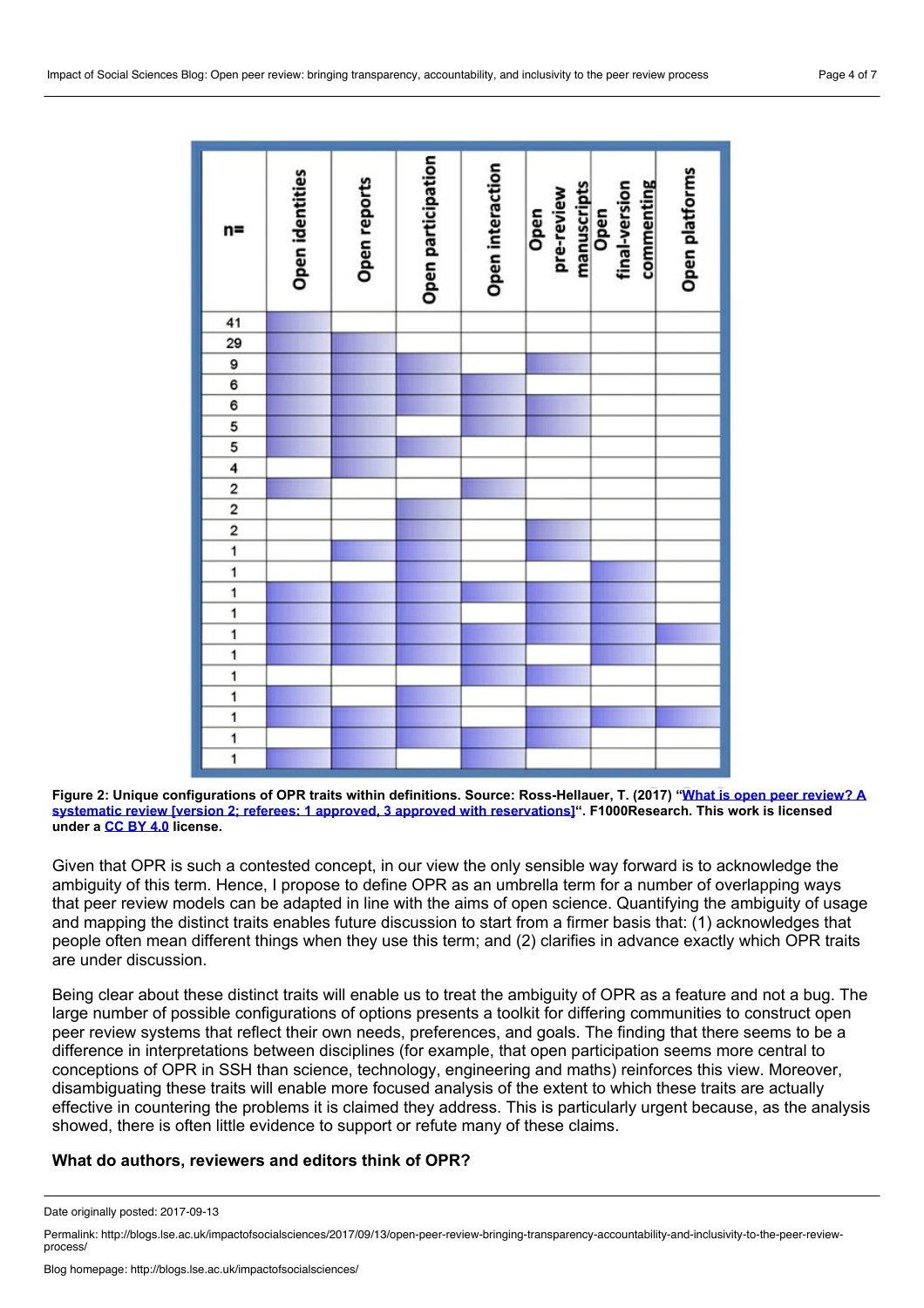| n= | Open identities | Open reports | Open participation | Open interaction | Open pre-review manuscripts | Open final-version commenting | Open platforms |
|---|---|---|---|---|---|---|---|
| 41 | ✓ | | | | | | |
| 29 | ✓ | ✓ | | | | | |
| 9 | ✓ | ✓ | ✓ | | ✓ | | |
| 6 | ✓ | ✓ | ✓ | ✓ | | | |
| 6 | ✓ | ✓ | ✓ | ✓ | ✓ | | |
| 5 | ✓ | ✓ | | ✓ | | | |
| 5 | ✓ | ✓ | ✓ | | | | |
| 4 | | ✓ | | | | | |
| 2 | ✓ | | | ✓ | | | |
| 2 | | | ✓ | | | | |
| 2 | | | ✓ | | ✓ | | |
| 1 | | ✓ | ✓ | | ✓ | | |
| 1 | | | ✓ | | | ✓ | |
| 1 | ✓ | ✓ | ✓ | ✓ | ✓ | ✓ | |
| 1 | ✓ | ✓ | ✓ | | ✓ | ✓ | |
| 1 | ✓ | ✓ | ✓ | | ✓ | ✓ | ✓ |
| 1 | ✓ | ✓ | ✓ | ✓ | | ✓ | |
| 1 | | | | ✓ | ✓ | | |
| 1 | ✓ | | ✓ | | | | |
| 1 | ✓ | ✓ | ✓ | | ✓ | ✓ | ✓ |
| 1 | | ✓ | ✓ | ✓ | ✓ | | |
| 1 | ✓ | ✓ | ✓ | ✓ | | | |

**Figure 2: Unique configurations of OPR traits within definitions. Source: Ross-Hellauer, T. (2017) "What is open peer review? A systematic review [version 2; referees: 1 approved, 3 approved with reservations]". F1000Research. This work is licensed under a CC BY 4.0 license.**

Given that OPR is such a contested concept, in our view the only sensible way forward is to acknowledge the ambiguity of this term. Hence, I propose to define OPR as an umbrella term for a number of overlapping ways that peer review models can be adapted in line with the aims of open science. Quantifying the ambiguity of usage and mapping the distinct traits enables future discussion to start from a firmer basis that: (1) acknowledges that people often mean different things when they use this term; and (2) clarifies in advance exactly which OPR traits are under discussion.

Being clear about these distinct traits will enable us to treat the ambiguity of OPR as a feature and not a bug. The large number of possible configurations of options presents a toolkit for differing communities to construct open peer review systems that reflect their own needs, preferences, and goals. The finding that there seems to be a difference in interpretations between disciplines (for example, that open participation seems more central to conceptions of OPR in SSH than science, technology, engineering and maths) reinforces this view. Moreover, disambiguating these traits will enable more focused analysis of the extent to which these traits are actually effective in countering the problems it is claimed they address. This is particularly urgent because, as the analysis showed, there is often little evidence to support or refute many of these claims.

### What do authors, reviewers and editors think of OPR?

Date originally posted: 2017-09-13

Permalink: http://blogs.lse.ac.uk/impactofsocialsciences/2017/09/13/open-peer-review-bringing-transparency-accountability-and-inclusivity-to-the-peer-review-process/

Blog homepage: http://blogs.lse.ac.uk/impactofsocialsciences/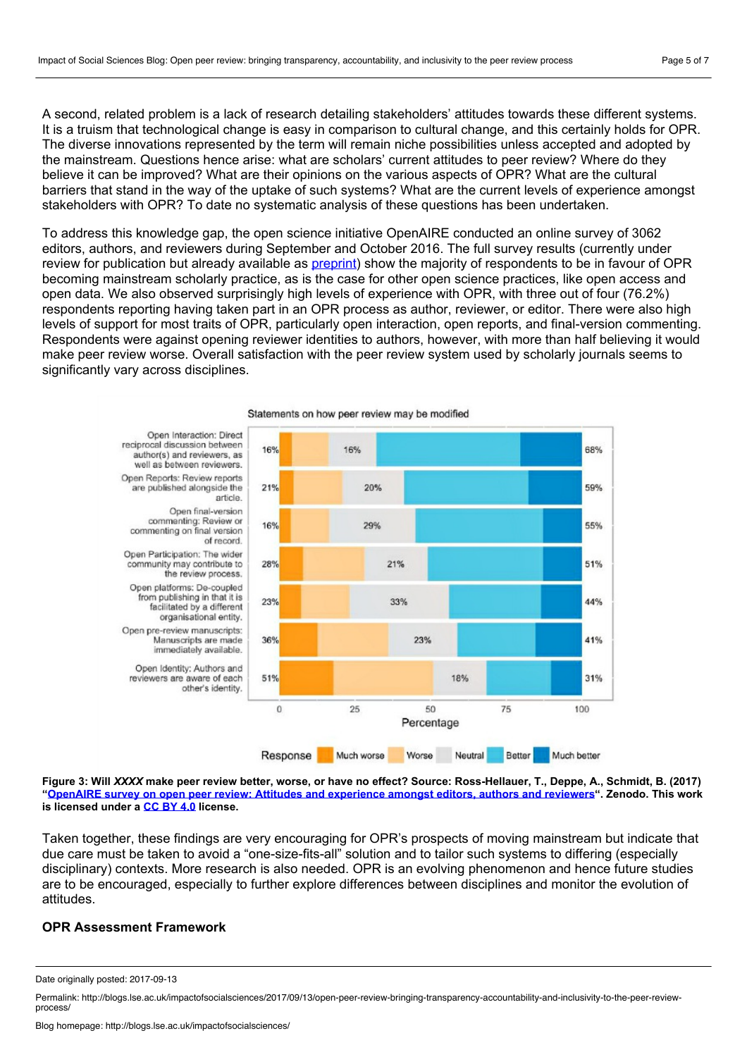A second, related problem is a lack of research detailing stakeholders' attitudes towards these different systems. It is a truism that technological change is easy in comparison to cultural change, and this certainly holds for OPR. The diverse innovations represented by the term will remain niche possibilities unless accepted and adopted by the mainstream. Questions hence arise: what are scholars' current attitudes to peer review? Where do they believe it can be improved? What are their opinions on the various aspects of OPR? What are the cultural barriers that stand in the way of the uptake of such systems? What are the current levels of experience amongst stakeholders with OPR? To date no systematic analysis of these questions has been undertaken.

To address this knowledge gap, the open science initiative OpenAIRE conducted an online survey of 3062 editors, authors, and reviewers during September and October 2016. The full survey results (currently under review for publication but already available as preprint) show the majority of respondents to be in favour of OPR becoming mainstream scholarly practice, as is the case for other open science practices, like open access and open data. We also observed surprisingly high levels of experience with OPR, with three out of four (76.2%) respondents reporting having taken part in an OPR process as author, reviewer, or editor. There were also high levels of support for most traits of OPR, particularly open interaction, open reports, and final-version commenting. Respondents were against opening reviewer identities to authors, however, with more than half believing it would make peer review worse. Overall satisfaction with the peer review system used by scholarly journals seems to significantly vary across disciplines.

**Figure 3: Will *XXXX* make peer review better, worse, or have no effect? Source: Ross-Hellauer, T., Deppe, A., Schmidt, B. (2017) "OpenAIRE survey on open peer review: Attitudes and experience amongst editors, authors and reviewers". Zenodo. This work is licensed under a CC BY 4.0 license.**

Taken together, these findings are very encouraging for OPR's prospects of moving mainstream but indicate that due care must be taken to avoid a "one-size-fits-all" solution and to tailor such systems to differing (especially disciplinary) contexts. More research is also needed. OPR is an evolving phenomenon and hence future studies are to be encouraged, especially to further explore differences between disciplines and monitor the evolution of attitudes.

### OPR Assessment Framework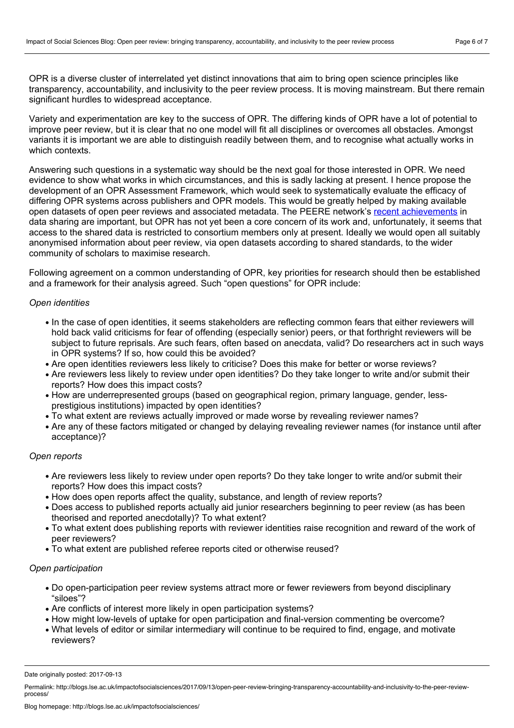OPR is a diverse cluster of interrelated yet distinct innovations that aim to bring open science principles like transparency, accountability, and inclusivity to the peer review process. It is moving mainstream. But there remain significant hurdles to widespread acceptance.

Variety and experimentation are key to the success of OPR. The differing kinds of OPR have a lot of potential to improve peer review, but it is clear that no one model will fit all disciplines or overcomes all obstacles. Amongst variants it is important we are able to distinguish readily between them, and to recognise what actually works in which contexts.

Answering such questions in a systematic way should be the next goal for those interested in OPR. We need evidence to show what works in which circumstances, and this is sadly lacking at present. I hence propose the development of an OPR Assessment Framework, which would seek to systematically evaluate the efficacy of differing OPR systems across publishers and OPR models. This would be greatly helped by making available open datasets of open peer reviews and associated metadata. The PEERE network's [recent achievements](#) in data sharing are important, but OPR has not yet been a core concern of its work and, unfortunately, it seems that access to the shared data is restricted to consortium members only at present. Ideally we would open all suitably anonymised information about peer review, via open datasets according to shared standards, to the wider community of scholars to maximise research.

Following agreement on a common understanding of OPR, key priorities for research should then be established and a framework for their analysis agreed. Such "open questions" for OPR include:

*Open identities*

- In the case of open identities, it seems stakeholders are reflecting common fears that either reviewers will hold back valid criticisms for fear of offending (especially senior) peers, or that forthright reviewers will be subject to future reprisals. Are such fears, often based on anecdata, valid? Do researchers act in such ways in OPR systems? If so, how could this be avoided?
- Are open identities reviewers less likely to criticise? Does this make for better or worse reviews?
- Are reviewers less likely to review under open identities? Do they take longer to write and/or submit their reports? How does this impact costs?
- How are underrepresented groups (based on geographical region, primary language, gender, less-prestigious institutions) impacted by open identities?
- To what extent are reviews actually improved or made worse by revealing reviewer names?
- Are any of these factors mitigated or changed by delaying revealing reviewer names (for instance until after acceptance)?

*Open reports*

- Are reviewers less likely to review under open reports? Do they take longer to write and/or submit their reports? How does this impact costs?
- How does open reports affect the quality, substance, and length of review reports?
- Does access to published reports actually aid junior researchers beginning to peer review (as has been theorised and reported anecdotally)? To what extent?
- To what extent does publishing reports with reviewer identities raise recognition and reward of the work of peer reviewers?
- To what extent are published referee reports cited or otherwise reused?

*Open participation*

- Do open-participation peer review systems attract more or fewer reviewers from beyond disciplinary "siloes"?
- Are conflicts of interest more likely in open participation systems?
- How might low-levels of uptake for open participation and final-version commenting be overcome?
- What levels of editor or similar intermediary will continue to be required to find, engage, and motivate reviewers?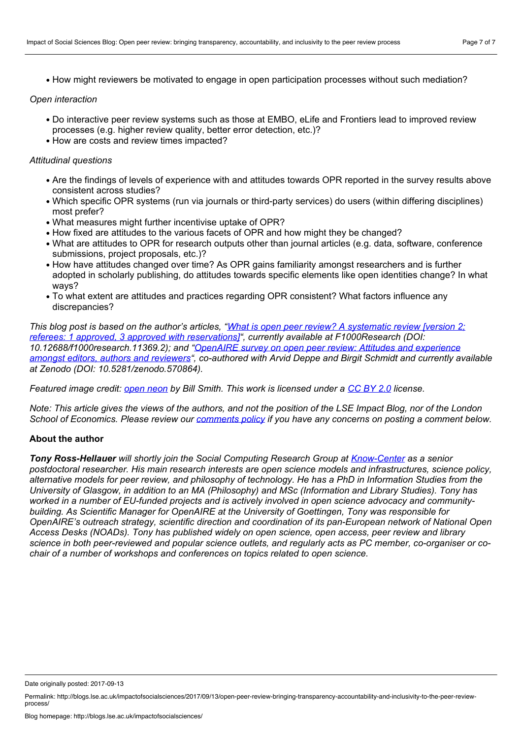- How might reviewers be motivated to engage in open participation processes without such mediation?

*Open interaction*

- Do interactive peer review systems such as those at EMBO, eLife and Frontiers lead to improved review processes (e.g. higher review quality, better error detection, etc.)?
- How are costs and review times impacted?

*Attitudinal questions*

- Are the findings of levels of experience with and attitudes towards OPR reported in the survey results above consistent across studies?
- Which specific OPR systems (run via journals or third-party services) do users (within differing disciplines) most prefer?
- What measures might further incentivise uptake of OPR?
- How fixed are attitudes to the various facets of OPR and how might they be changed?
- What are attitudes to OPR for research outputs other than journal articles (e.g. data, software, conference submissions, project proposals, etc.)?
- How have attitudes changed over time? As OPR gains familiarity amongst researchers and is further adopted in scholarly publishing, do attitudes towards specific elements like open identities change? In what ways?
- To what extent are attitudes and practices regarding OPR consistent? What factors influence any discrepancies?

*This blog post is based on the author's articles, "What is open peer review? A systematic review [version 2; referees: 1 approved, 3 approved with reservations]", currently available at F1000Research (DOI: 10.12688/f1000research.11369.2); and "OpenAIRE survey on open peer review: Attitudes and experience amongst editors, authors and reviewers", co-authored with Arvid Deppe and Birgit Schmidt and currently available at Zenodo (DOI: 10.5281/zenodo.570864).*

*Featured image credit: open neon by Bill Smith. This work is licensed under a CC BY 2.0 license.*

*Note: This article gives the views of the authors, and not the position of the LSE Impact Blog, nor of the London School of Economics. Please review our comments policy if you have any concerns on posting a comment below.*

**About the author**

***Tony Ross-Hellauer*** *will shortly join the Social Computing Research Group at Know-Center as a senior postdoctoral researcher. His main research interests are open science models and infrastructures, science policy, alternative models for peer review, and philosophy of technology. He has a PhD in Information Studies from the University of Glasgow, in addition to an MA (Philosophy) and MSc (Information and Library Studies). Tony has worked in a number of EU-funded projects and is actively involved in open science advocacy and community-building. As Scientific Manager for OpenAIRE at the University of Goettingen, Tony was responsible for OpenAIRE's outreach strategy, scientific direction and coordination of its pan-European network of National Open Access Desks (NOADs). Tony has published widely on open science, open access, peer review and library science in both peer-reviewed and popular science outlets, and regularly acts as PC member, co-organiser or co-chair of a number of workshops and conferences on topics related to open science.*

Date originally posted: 2017-09-13

Permalink: http://blogs.lse.ac.uk/impactofsocialsciences/2017/09/13/open-peer-review-bringing-transparency-accountability-and-inclusivity-to-the-peer-review-process/

Blog homepage: http://blogs.lse.ac.uk/impactofsocialsciences/